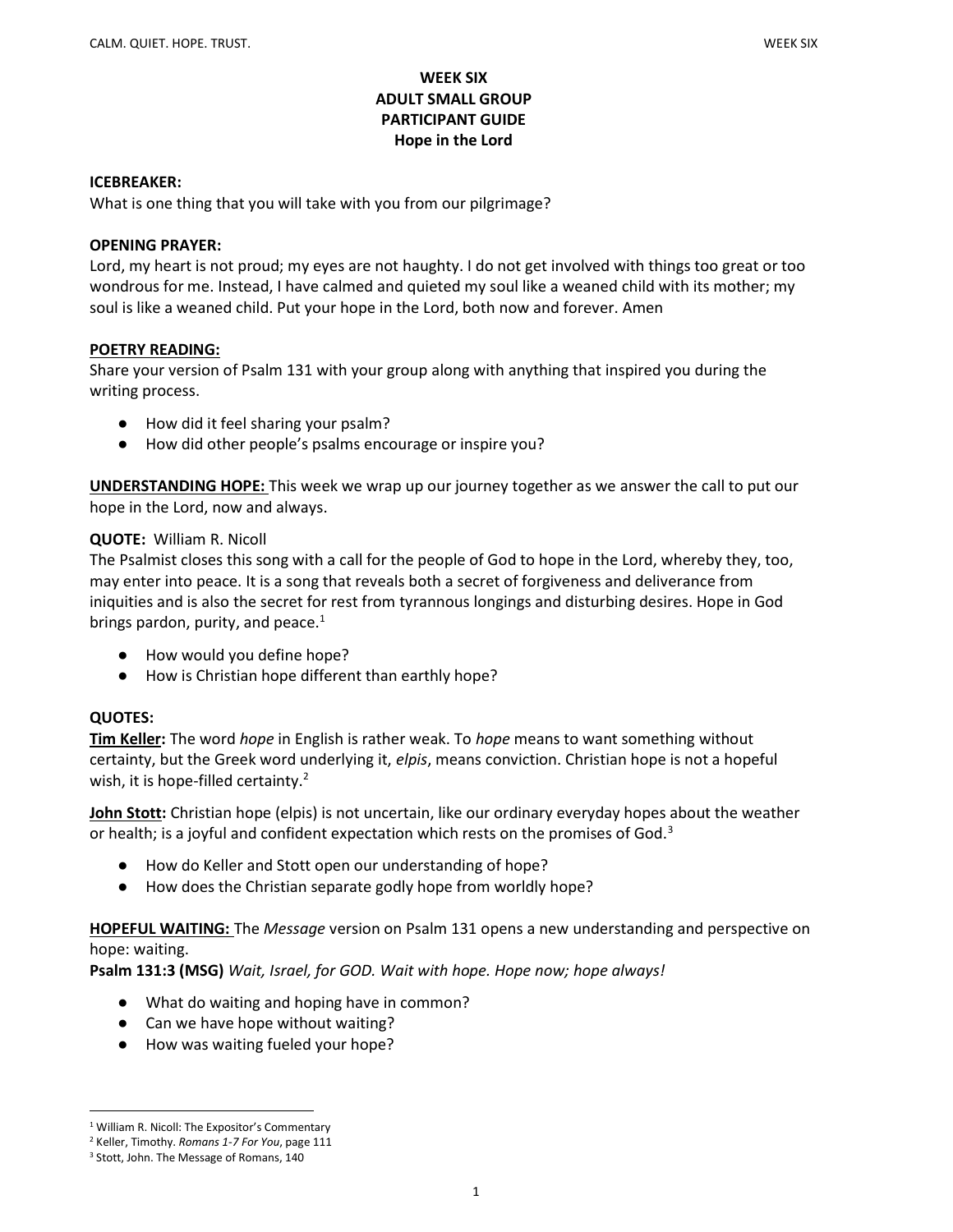**WEEK SIX**
**ADULT SMALL GROUP**
**PARTICIPANT GUIDE**
**Hope in the Lord**

**ICEBREAKER:**
What is one thing that you will take with you from our pilgrimage?

**OPENING PRAYER:**
Lord, my heart is not proud; my eyes are not haughty. I do not get involved with things too great or too wondrous for me. Instead, I have calmed and quieted my soul like a weaned child with its mother; my soul is like a weaned child. Put your hope in the Lord, both now and forever. Amen

**POETRY READING:**
Share your version of Psalm 131 with your group along with anything that inspired you during the writing process.

- How did it feel sharing your psalm?
- How did other people's psalms encourage or inspire you?

**UNDERSTANDING HOPE:** This week we wrap up our journey together as we answer the call to put our hope in the Lord, now and always.

**QUOTE:** William R. Nicoll
The Psalmist closes this song with a call for the people of God to hope in the Lord, whereby they, too, may enter into peace. It is a song that reveals both a secret of forgiveness and deliverance from iniquities and is also the secret for rest from tyrannous longings and disturbing desires. Hope in God brings pardon, purity, and peace.[1]

- How would you define hope?
- How is Christian hope different than earthly hope?

**QUOTES:**
**Tim Keller:** The word *hope* in English is rather weak. To *hope* means to want something without certainty, but the Greek word underlying it, *elpis*, means conviction. Christian hope is not a hopeful wish, it is hope-filled certainty.[2]

**John Stott:** Christian hope (elpis) is not uncertain, like our ordinary everyday hopes about the weather or health; is a joyful and confident expectation which rests on the promises of God.[3]

- How do Keller and Stott open our understanding of hope?
- How does the Christian separate godly hope from worldly hope?

**HOPEFUL WAITING:** The *Message* version on Psalm 131 opens a new understanding and perspective on hope: waiting.
**Psalm 131:3 (MSG)** *Wait, Israel, for GOD. Wait with hope. Hope now; hope always!*

- What do waiting and hoping have in common?
- Can we have hope without waiting?
- How was waiting fueled your hope?

---

[1] William R. Nicoll: The Expositor's Commentary
[2] Keller, Timothy. *Romans 1-7 For You*, page 111
[3] Stott, John. The Message of Romans, 140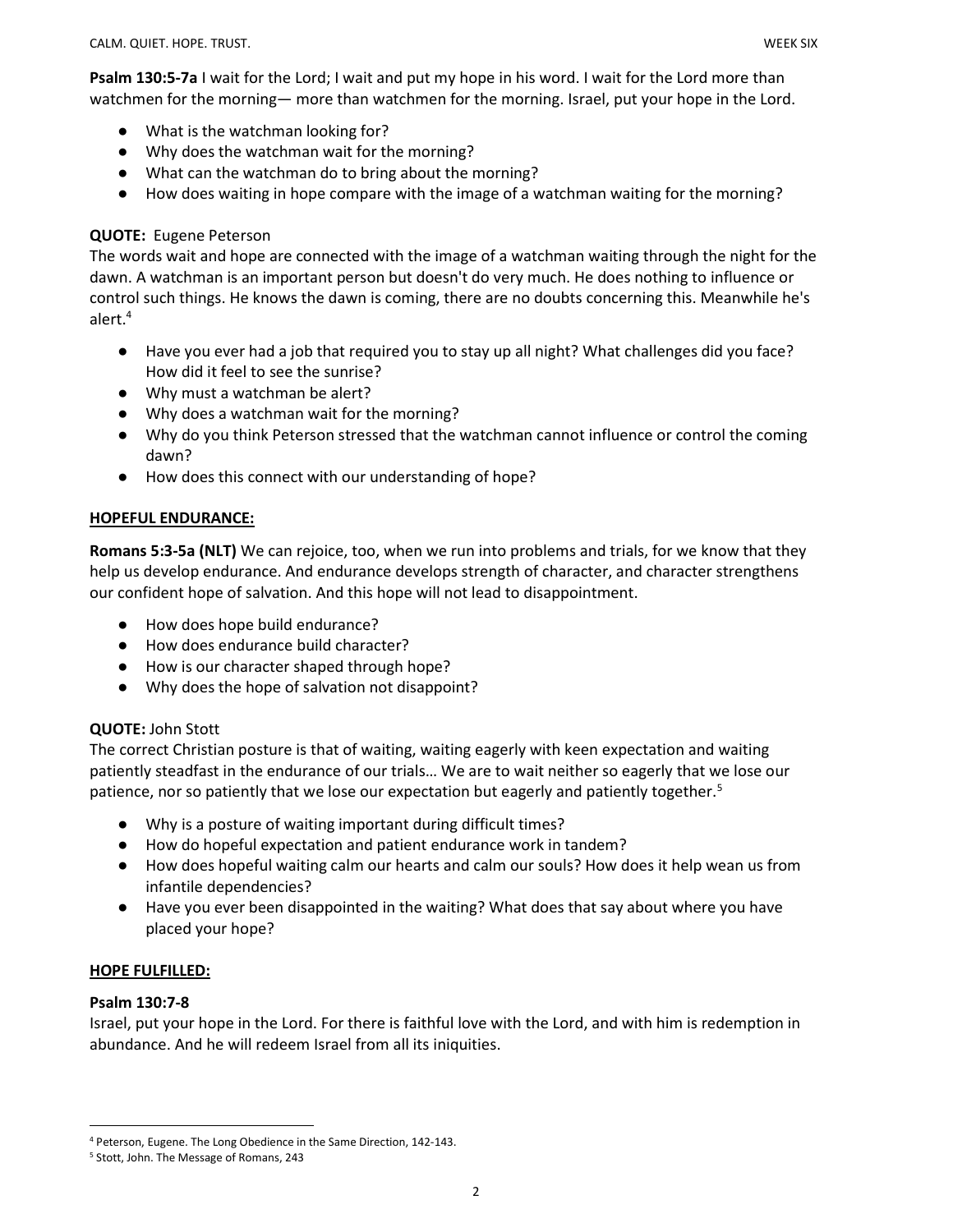**Psalm 130:5-7a** I wait for the Lord; I wait and put my hope in his word. I wait for the Lord more than watchmen for the morning— more than watchmen for the morning. Israel, put your hope in the Lord.

- What is the watchman looking for?
- Why does the watchman wait for the morning?
- What can the watchman do to bring about the morning?
- How does waiting in hope compare with the image of a watchman waiting for the morning?

**QUOTE:** Eugene Peterson

The words wait and hope are connected with the image of a watchman waiting through the night for the dawn. A watchman is an important person but doesn't do very much. He does nothing to influence or control such things. He knows the dawn is coming, there are no doubts concerning this. Meanwhile he's alert.[4]

- Have you ever had a job that required you to stay up all night? What challenges did you face? How did it feel to see the sunrise?
- Why must a watchman be alert?
- Why does a watchman wait for the morning?
- Why do you think Peterson stressed that the watchman cannot influence or control the coming dawn?
- How does this connect with our understanding of hope?

**HOPEFUL ENDURANCE:**

**Romans 5:3-5a (NLT)** We can rejoice, too, when we run into problems and trials, for we know that they help us develop endurance. And endurance develops strength of character, and character strengthens our confident hope of salvation. And this hope will not lead to disappointment.

- How does hope build endurance?
- How does endurance build character?
- How is our character shaped through hope?
- Why does the hope of salvation not disappoint?

**QUOTE:** John Stott

The correct Christian posture is that of waiting, waiting eagerly with keen expectation and waiting patiently steadfast in the endurance of our trials… We are to wait neither so eagerly that we lose our patience, nor so patiently that we lose our expectation but eagerly and patiently together.[5]

- Why is a posture of waiting important during difficult times?
- How do hopeful expectation and patient endurance work in tandem?
- How does hopeful waiting calm our hearts and calm our souls? How does it help wean us from infantile dependencies?
- Have you ever been disappointed in the waiting? What does that say about where you have placed your hope?

**HOPE FULFILLED:**

**Psalm 130:7-8**

Israel, put your hope in the Lord. For there is faithful love with the Lord, and with him is redemption in abundance. And he will redeem Israel from all its iniquities.

---

[4] Peterson, Eugene. The Long Obedience in the Same Direction, 142-143.

[5] Stott, John. The Message of Romans, 243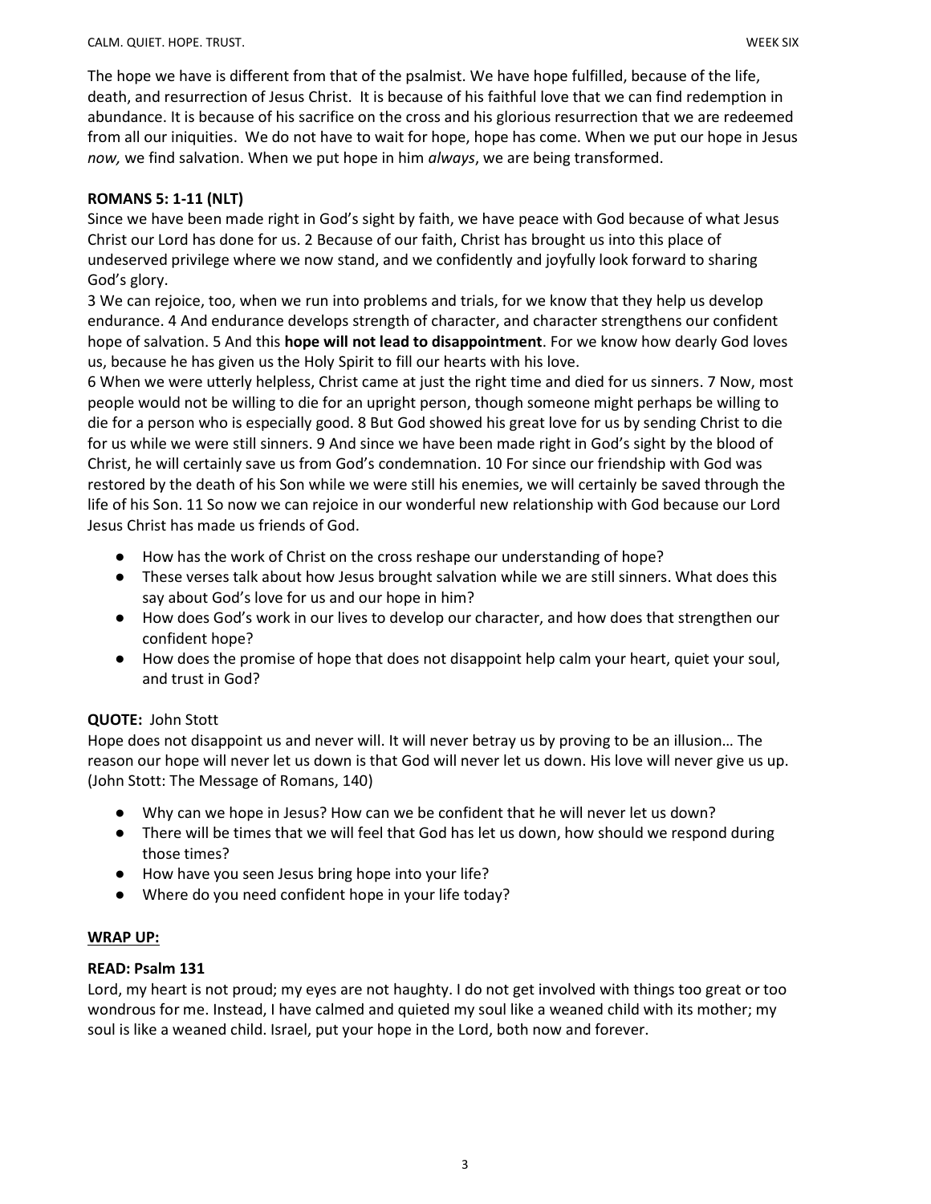The hope we have is different from that of the psalmist. We have hope fulfilled, because of the life, death, and resurrection of Jesus Christ. It is because of his faithful love that we can find redemption in abundance. It is because of his sacrifice on the cross and his glorious resurrection that we are redeemed from all our iniquities. We do not have to wait for hope, hope has come. When we put our hope in Jesus *now,* we find salvation. When we put hope in him *always*, we are being transformed.

**ROMANS 5: 1-11 (NLT)**

Since we have been made right in God's sight by faith, we have peace with God because of what Jesus Christ our Lord has done for us. 2 Because of our faith, Christ has brought us into this place of undeserved privilege where we now stand, and we confidently and joyfully look forward to sharing God's glory.

3 We can rejoice, too, when we run into problems and trials, for we know that they help us develop endurance. 4 And endurance develops strength of character, and character strengthens our confident hope of salvation. 5 And this **hope will not lead to disappointment**. For we know how dearly God loves us, because he has given us the Holy Spirit to fill our hearts with his love.

6 When we were utterly helpless, Christ came at just the right time and died for us sinners. 7 Now, most people would not be willing to die for an upright person, though someone might perhaps be willing to die for a person who is especially good. 8 But God showed his great love for us by sending Christ to die for us while we were still sinners. 9 And since we have been made right in God's sight by the blood of Christ, he will certainly save us from God's condemnation. 10 For since our friendship with God was restored by the death of his Son while we were still his enemies, we will certainly be saved through the life of his Son. 11 So now we can rejoice in our wonderful new relationship with God because our Lord Jesus Christ has made us friends of God.

- How has the work of Christ on the cross reshape our understanding of hope?
- These verses talk about how Jesus brought salvation while we are still sinners. What does this say about God's love for us and our hope in him?
- How does God's work in our lives to develop our character, and how does that strengthen our confident hope?
- How does the promise of hope that does not disappoint help calm your heart, quiet your soul, and trust in God?

**QUOTE:** John Stott

Hope does not disappoint us and never will. It will never betray us by proving to be an illusion… The reason our hope will never let us down is that God will never let us down. His love will never give us up. (John Stott: The Message of Romans, 140)

- Why can we hope in Jesus? How can we be confident that he will never let us down?
- There will be times that we will feel that God has let us down, how should we respond during those times?
- How have you seen Jesus bring hope into your life?
- Where do you need confident hope in your life today?

**WRAP UP:**

**READ: Psalm 131**

Lord, my heart is not proud; my eyes are not haughty. I do not get involved with things too great or too wondrous for me. Instead, I have calmed and quieted my soul like a weaned child with its mother; my soul is like a weaned child. Israel, put your hope in the Lord, both now and forever.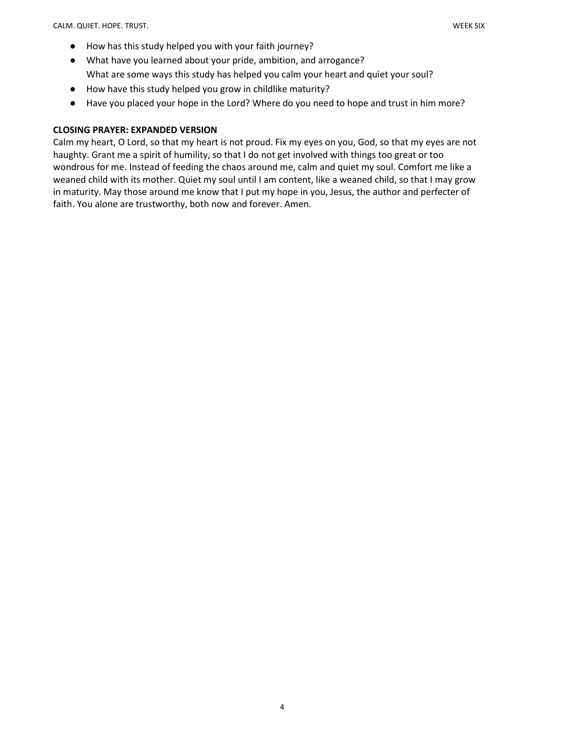- How has this study helped you with your faith journey?
- What have you learned about your pride, ambition, and arrogance?
  What are some ways this study has helped you calm your heart and quiet your soul?
- How have this study helped you grow in childlike maturity?
- Have you placed your hope in the Lord? Where do you need to hope and trust in him more?

**CLOSING PRAYER: EXPANDED VERSION**

Calm my heart, O Lord, so that my heart is not proud. Fix my eyes on you, God, so that my eyes are not haughty. Grant me a spirit of humility, so that I do not get involved with things too great or too wondrous for me. Instead of feeding the chaos around me, calm and quiet my soul. Comfort me like a weaned child with its mother. Quiet my soul until I am content, like a weaned child, so that I may grow in maturity. May those around me know that I put my hope in you, Jesus, the author and perfecter of faith. You alone are trustworthy, both now and forever. Amen.